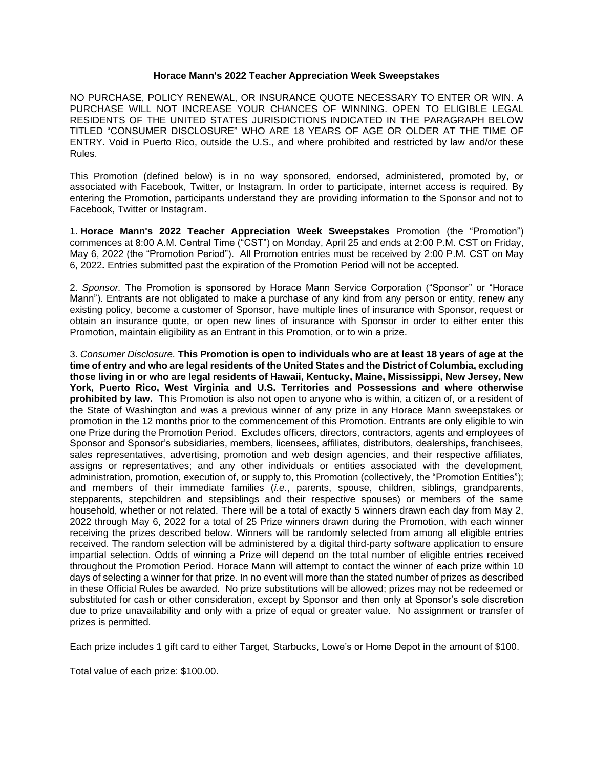**Horace Mann's 2022 Teacher Appreciation Week Sweepstakes**

NO PURCHASE, POLICY RENEWAL, OR INSURANCE QUOTE NECESSARY TO ENTER OR WIN. A PURCHASE WILL NOT INCREASE YOUR CHANCES OF WINNING. OPEN TO ELIGIBLE LEGAL RESIDENTS OF THE UNITED STATES JURISDICTIONS INDICATED IN THE PARAGRAPH BELOW TITLED "CONSUMER DISCLOSURE" WHO ARE 18 YEARS OF AGE OR OLDER AT THE TIME OF ENTRY. Void in Puerto Rico, outside the U.S., and where prohibited and restricted by law and/or these Rules.

This Promotion (defined below) is in no way sponsored, endorsed, administered, promoted by, or associated with Facebook, Twitter, or Instagram. In order to participate, internet access is required. By entering the Promotion, participants understand they are providing information to the Sponsor and not to Facebook, Twitter or Instagram.

1. **Horace Mann's 2022 Teacher Appreciation Week Sweepstakes** Promotion (the "Promotion") commences at 8:00 A.M. Central Time ("CST") on Monday, April 25 and ends at 2:00 P.M. CST on Friday, May 6, 2022 (the "Promotion Period"). All Promotion entries must be received by 2:00 P.M. CST on May 6, 2022**.** Entries submitted past the expiration of the Promotion Period will not be accepted.

2. *Sponsor.* The Promotion is sponsored by Horace Mann Service Corporation ("Sponsor" or "Horace Mann"). Entrants are not obligated to make a purchase of any kind from any person or entity, renew any existing policy, become a customer of Sponsor, have multiple lines of insurance with Sponsor, request or obtain an insurance quote, or open new lines of insurance with Sponsor in order to either enter this Promotion, maintain eligibility as an Entrant in this Promotion, or to win a prize.

3. *Consumer Disclosure.* **This Promotion is open to individuals who are at least 18 years of age at the time of entry and who are legal residents of the United States and the District of Columbia, excluding those living in or who are legal residents of Hawaii, Kentucky, Maine, Mississippi, New Jersey, New York, Puerto Rico, West Virginia and U.S. Territories and Possessions and where otherwise prohibited by law.** This Promotion is also not open to anyone who is within, a citizen of, or a resident of the State of Washington and was a previous winner of any prize in any Horace Mann sweepstakes or promotion in the 12 months prior to the commencement of this Promotion. Entrants are only eligible to win one Prize during the Promotion Period. Excludes officers, directors, contractors, agents and employees of Sponsor and Sponsor's subsidiaries, members, licensees, affiliates, distributors, dealerships, franchisees, sales representatives, advertising, promotion and web design agencies, and their respective affiliates, assigns or representatives; and any other individuals or entities associated with the development, administration, promotion, execution of, or supply to, this Promotion (collectively, the "Promotion Entities"); and members of their immediate families (*i.e.*, parents, spouse, children, siblings, grandparents, stepparents, stepchildren and stepsiblings and their respective spouses) or members of the same household, whether or not related. There will be a total of exactly 5 winners drawn each day from May 2, 2022 through May 6, 2022 for a total of 25 Prize winners drawn during the Promotion, with each winner receiving the prizes described below. Winners will be randomly selected from among all eligible entries received. The random selection will be administered by a digital third-party software application to ensure impartial selection. Odds of winning a Prize will depend on the total number of eligible entries received throughout the Promotion Period. Horace Mann will attempt to contact the winner of each prize within 10 days of selecting a winner for that prize. In no event will more than the stated number of prizes as described in these Official Rules be awarded. No prize substitutions will be allowed; prizes may not be redeemed or substituted for cash or other consideration, except by Sponsor and then only at Sponsor's sole discretion due to prize unavailability and only with a prize of equal or greater value. No assignment or transfer of prizes is permitted.

Each prize includes 1 gift card to either Target, Starbucks, Lowe's or Home Depot in the amount of $100.

Total value of each prize: $100.00.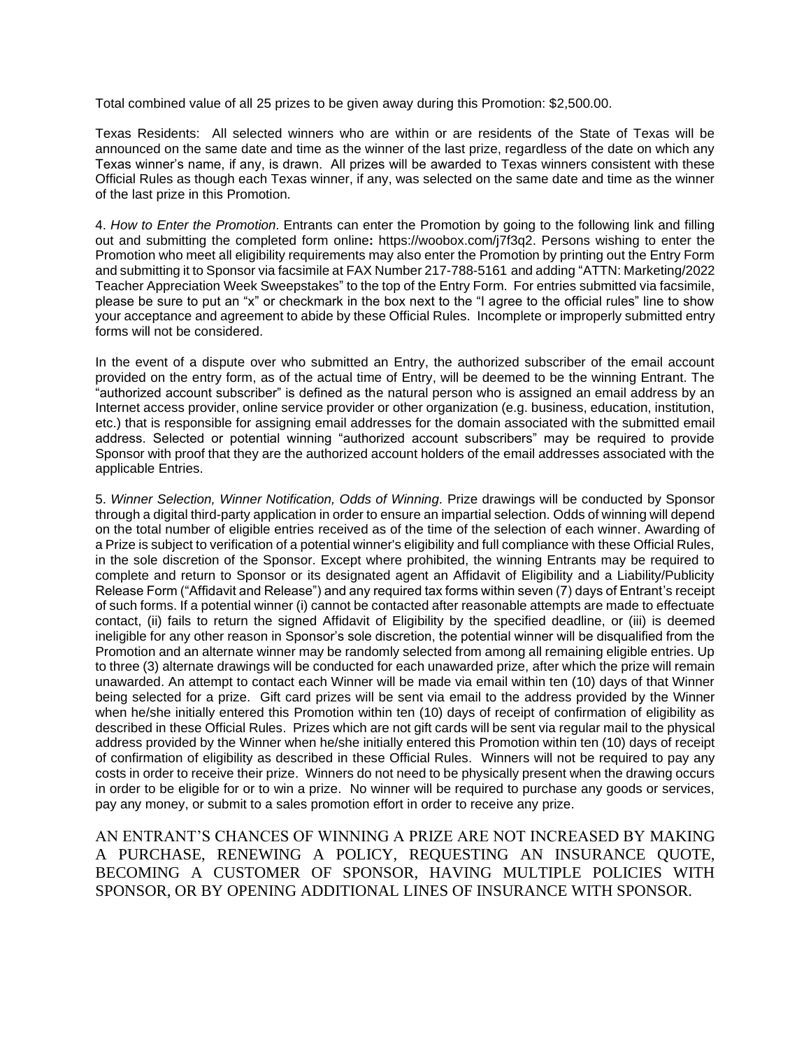Total combined value of all 25 prizes to be given away during this Promotion: $2,500.00.

Texas Residents: All selected winners who are within or are residents of the State of Texas will be announced on the same date and time as the winner of the last prize, regardless of the date on which any Texas winner's name, if any, is drawn. All prizes will be awarded to Texas winners consistent with these Official Rules as though each Texas winner, if any, was selected on the same date and time as the winner of the last prize in this Promotion.

4. *How to Enter the Promotion*. Entrants can enter the Promotion by going to the following link and filling out and submitting the completed form online**:** https://woobox.com/j7f3q2. Persons wishing to enter the Promotion who meet all eligibility requirements may also enter the Promotion by printing out the Entry Form and submitting it to Sponsor via facsimile at FAX Number 217-788-5161 and adding "ATTN: Marketing/2022 Teacher Appreciation Week Sweepstakes" to the top of the Entry Form. For entries submitted via facsimile, please be sure to put an "x" or checkmark in the box next to the "I agree to the official rules" line to show your acceptance and agreement to abide by these Official Rules. Incomplete or improperly submitted entry forms will not be considered.

In the event of a dispute over who submitted an Entry, the authorized subscriber of the email account provided on the entry form, as of the actual time of Entry, will be deemed to be the winning Entrant. The "authorized account subscriber" is defined as the natural person who is assigned an email address by an Internet access provider, online service provider or other organization (e.g. business, education, institution, etc.) that is responsible for assigning email addresses for the domain associated with the submitted email address. Selected or potential winning "authorized account subscribers" may be required to provide Sponsor with proof that they are the authorized account holders of the email addresses associated with the applicable Entries.

5. *Winner Selection, Winner Notification, Odds of Winning.* Prize drawings will be conducted by Sponsor through a digital third-party application in order to ensure an impartial selection. Odds of winning will depend on the total number of eligible entries received as of the time of the selection of each winner. Awarding of a Prize is subject to verification of a potential winner's eligibility and full compliance with these Official Rules, in the sole discretion of the Sponsor. Except where prohibited, the winning Entrants may be required to complete and return to Sponsor or its designated agent an Affidavit of Eligibility and a Liability/Publicity Release Form ("Affidavit and Release") and any required tax forms within seven (7) days of Entrant's receipt of such forms. If a potential winner (i) cannot be contacted after reasonable attempts are made to effectuate contact, (ii) fails to return the signed Affidavit of Eligibility by the specified deadline, or (iii) is deemed ineligible for any other reason in Sponsor's sole discretion, the potential winner will be disqualified from the Promotion and an alternate winner may be randomly selected from among all remaining eligible entries. Up to three (3) alternate drawings will be conducted for each unawarded prize, after which the prize will remain unawarded. An attempt to contact each Winner will be made via email within ten (10) days of that Winner being selected for a prize. Gift card prizes will be sent via email to the address provided by the Winner when he/she initially entered this Promotion within ten (10) days of receipt of confirmation of eligibility as described in these Official Rules. Prizes which are not gift cards will be sent via regular mail to the physical address provided by the Winner when he/she initially entered this Promotion within ten (10) days of receipt of confirmation of eligibility as described in these Official Rules. Winners will not be required to pay any costs in order to receive their prize. Winners do not need to be physically present when the drawing occurs in order to be eligible for or to win a prize. No winner will be required to purchase any goods or services, pay any money, or submit to a sales promotion effort in order to receive any prize.

AN ENTRANT'S CHANCES OF WINNING A PRIZE ARE NOT INCREASED BY MAKING A PURCHASE, RENEWING A POLICY, REQUESTING AN INSURANCE QUOTE, BECOMING A CUSTOMER OF SPONSOR, HAVING MULTIPLE POLICIES WITH SPONSOR, OR BY OPENING ADDITIONAL LINES OF INSURANCE WITH SPONSOR.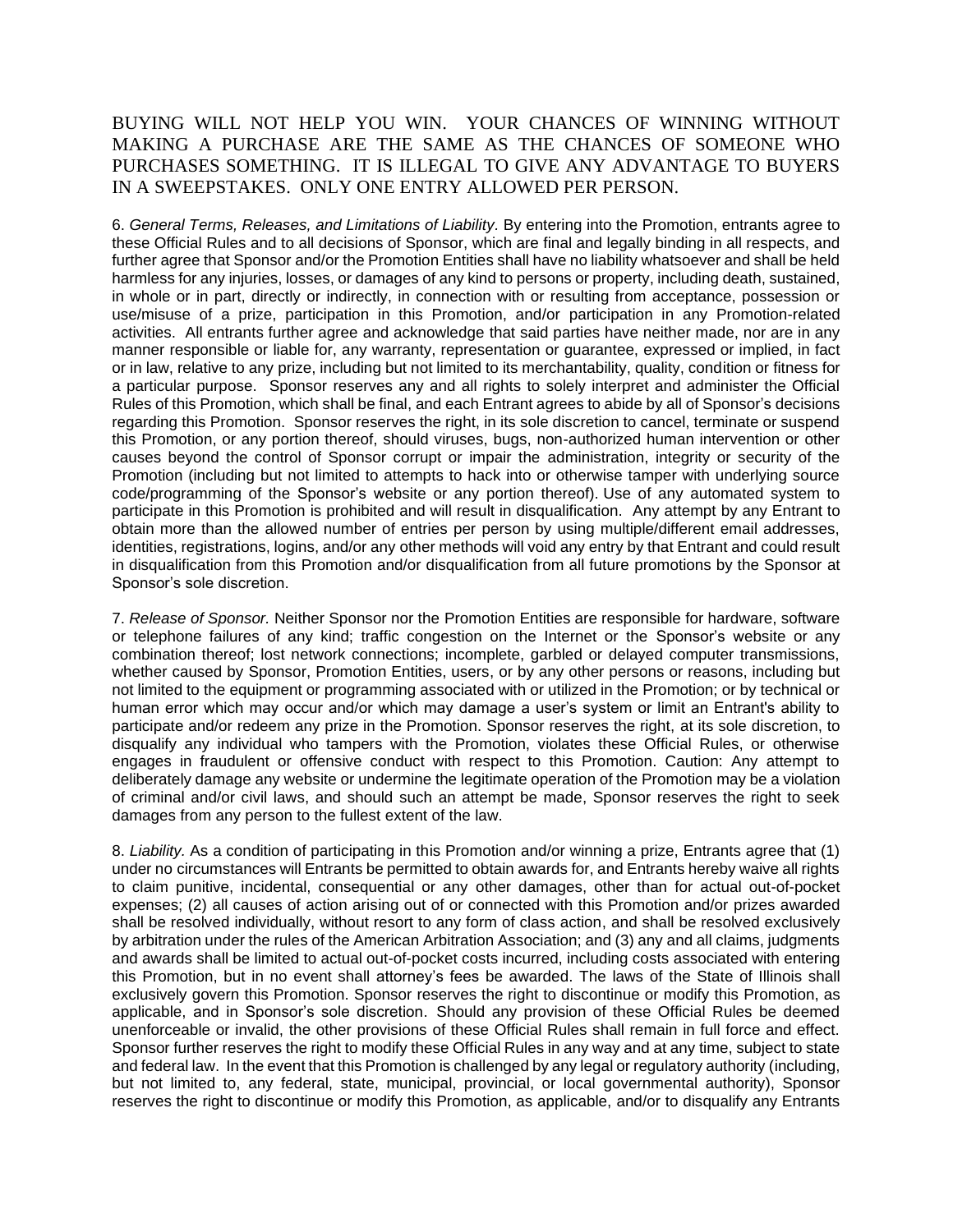BUYING WILL NOT HELP YOU WIN. YOUR CHANCES OF WINNING WITHOUT MAKING A PURCHASE ARE THE SAME AS THE CHANCES OF SOMEONE WHO PURCHASES SOMETHING. IT IS ILLEGAL TO GIVE ANY ADVANTAGE TO BUYERS IN A SWEEPSTAKES. ONLY ONE ENTRY ALLOWED PER PERSON.

6. *General Terms, Releases, and Limitations of Liability*. By entering into the Promotion, entrants agree to these Official Rules and to all decisions of Sponsor, which are final and legally binding in all respects, and further agree that Sponsor and/or the Promotion Entities shall have no liability whatsoever and shall be held harmless for any injuries, losses, or damages of any kind to persons or property, including death, sustained, in whole or in part, directly or indirectly, in connection with or resulting from acceptance, possession or use/misuse of a prize, participation in this Promotion, and/or participation in any Promotion-related activities. All entrants further agree and acknowledge that said parties have neither made, nor are in any manner responsible or liable for, any warranty, representation or guarantee, expressed or implied, in fact or in law, relative to any prize, including but not limited to its merchantability, quality, condition or fitness for a particular purpose. Sponsor reserves any and all rights to solely interpret and administer the Official Rules of this Promotion, which shall be final, and each Entrant agrees to abide by all of Sponsor's decisions regarding this Promotion. Sponsor reserves the right, in its sole discretion to cancel, terminate or suspend this Promotion, or any portion thereof, should viruses, bugs, non-authorized human intervention or other causes beyond the control of Sponsor corrupt or impair the administration, integrity or security of the Promotion (including but not limited to attempts to hack into or otherwise tamper with underlying source code/programming of the Sponsor's website or any portion thereof). Use of any automated system to participate in this Promotion is prohibited and will result in disqualification. Any attempt by any Entrant to obtain more than the allowed number of entries per person by using multiple/different email addresses, identities, registrations, logins, and/or any other methods will void any entry by that Entrant and could result in disqualification from this Promotion and/or disqualification from all future promotions by the Sponsor at Sponsor's sole discretion.

7. *Release of Sponsor.* Neither Sponsor nor the Promotion Entities are responsible for hardware, software or telephone failures of any kind; traffic congestion on the Internet or the Sponsor's website or any combination thereof; lost network connections; incomplete, garbled or delayed computer transmissions, whether caused by Sponsor, Promotion Entities, users, or by any other persons or reasons, including but not limited to the equipment or programming associated with or utilized in the Promotion; or by technical or human error which may occur and/or which may damage a user's system or limit an Entrant's ability to participate and/or redeem any prize in the Promotion. Sponsor reserves the right, at its sole discretion, to disqualify any individual who tampers with the Promotion, violates these Official Rules, or otherwise engages in fraudulent or offensive conduct with respect to this Promotion. Caution: Any attempt to deliberately damage any website or undermine the legitimate operation of the Promotion may be a violation of criminal and/or civil laws, and should such an attempt be made, Sponsor reserves the right to seek damages from any person to the fullest extent of the law.

8. *Liability.* As a condition of participating in this Promotion and/or winning a prize, Entrants agree that (1) under no circumstances will Entrants be permitted to obtain awards for, and Entrants hereby waive all rights to claim punitive, incidental, consequential or any other damages, other than for actual out-of-pocket expenses; (2) all causes of action arising out of or connected with this Promotion and/or prizes awarded shall be resolved individually, without resort to any form of class action, and shall be resolved exclusively by arbitration under the rules of the American Arbitration Association; and (3) any and all claims, judgments and awards shall be limited to actual out-of-pocket costs incurred, including costs associated with entering this Promotion, but in no event shall attorney's fees be awarded. The laws of the State of Illinois shall exclusively govern this Promotion. Sponsor reserves the right to discontinue or modify this Promotion, as applicable, and in Sponsor's sole discretion. Should any provision of these Official Rules be deemed unenforceable or invalid, the other provisions of these Official Rules shall remain in full force and effect. Sponsor further reserves the right to modify these Official Rules in any way and at any time, subject to state and federal law. In the event that this Promotion is challenged by any legal or regulatory authority (including, but not limited to, any federal, state, municipal, provincial, or local governmental authority), Sponsor reserves the right to discontinue or modify this Promotion, as applicable, and/or to disqualify any Entrants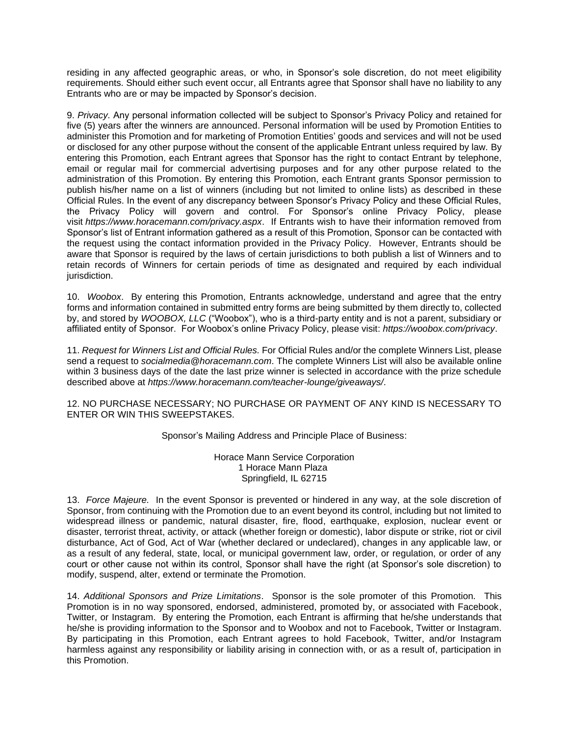residing in any affected geographic areas, or who, in Sponsor's sole discretion, do not meet eligibility requirements. Should either such event occur, all Entrants agree that Sponsor shall have no liability to any Entrants who are or may be impacted by Sponsor's decision.

9. *Privacy.* Any personal information collected will be subject to Sponsor's Privacy Policy and retained for five (5) years after the winners are announced. Personal information will be used by Promotion Entities to administer this Promotion and for marketing of Promotion Entities' goods and services and will not be used or disclosed for any other purpose without the consent of the applicable Entrant unless required by law. By entering this Promotion, each Entrant agrees that Sponsor has the right to contact Entrant by telephone, email or regular mail for commercial advertising purposes and for any other purpose related to the administration of this Promotion. By entering this Promotion, each Entrant grants Sponsor permission to publish his/her name on a list of winners (including but not limited to online lists) as described in these Official Rules. In the event of any discrepancy between Sponsor's Privacy Policy and these Official Rules, the Privacy Policy will govern and control. For Sponsor's online Privacy Policy, please visit *https://www.horacemann.com/privacy.aspx*. If Entrants wish to have their information removed from Sponsor's list of Entrant information gathered as a result of this Promotion, Sponsor can be contacted with the request using the contact information provided in the Privacy Policy. However, Entrants should be aware that Sponsor is required by the laws of certain jurisdictions to both publish a list of Winners and to retain records of Winners for certain periods of time as designated and required by each individual jurisdiction.

10. *Woobox*. By entering this Promotion, Entrants acknowledge, understand and agree that the entry forms and information contained in submitted entry forms are being submitted by them directly to, collected by, and stored by *WOOBOX, LLC* ("Woobox"), who is a third-party entity and is not a parent, subsidiary or affiliated entity of Sponsor. For Woobox's online Privacy Policy, please visit: *https://woobox.com/privacy*.

11. *Request for Winners List and Official Rules.* For Official Rules and/or the complete Winners List, please send a request to *socialmedia@horacemann.com*. The complete Winners List will also be available online within 3 business days of the date the last prize winner is selected in accordance with the prize schedule described above at *https://www.horacemann.com/teacher-lounge/giveaways/*.

12. NO PURCHASE NECESSARY; NO PURCHASE OR PAYMENT OF ANY KIND IS NECESSARY TO ENTER OR WIN THIS SWEEPSTAKES.

Sponsor's Mailing Address and Principle Place of Business:

Horace Mann Service Corporation
1 Horace Mann Plaza
Springfield, IL 62715

13. *Force Majeure.* In the event Sponsor is prevented or hindered in any way, at the sole discretion of Sponsor, from continuing with the Promotion due to an event beyond its control, including but not limited to widespread illness or pandemic, natural disaster, fire, flood, earthquake, explosion, nuclear event or disaster, terrorist threat, activity, or attack (whether foreign or domestic), labor dispute or strike, riot or civil disturbance, Act of God, Act of War (whether declared or undeclared), changes in any applicable law, or as a result of any federal, state, local, or municipal government law, order, or regulation, or order of any court or other cause not within its control, Sponsor shall have the right (at Sponsor's sole discretion) to modify, suspend, alter, extend or terminate the Promotion.

14. *Additional Sponsors and Prize Limitations*. Sponsor is the sole promoter of this Promotion. This Promotion is in no way sponsored, endorsed, administered, promoted by, or associated with Facebook, Twitter, or Instagram. By entering the Promotion, each Entrant is affirming that he/she understands that he/she is providing information to the Sponsor and to Woobox and not to Facebook, Twitter or Instagram. By participating in this Promotion, each Entrant agrees to hold Facebook, Twitter, and/or Instagram harmless against any responsibility or liability arising in connection with, or as a result of, participation in this Promotion.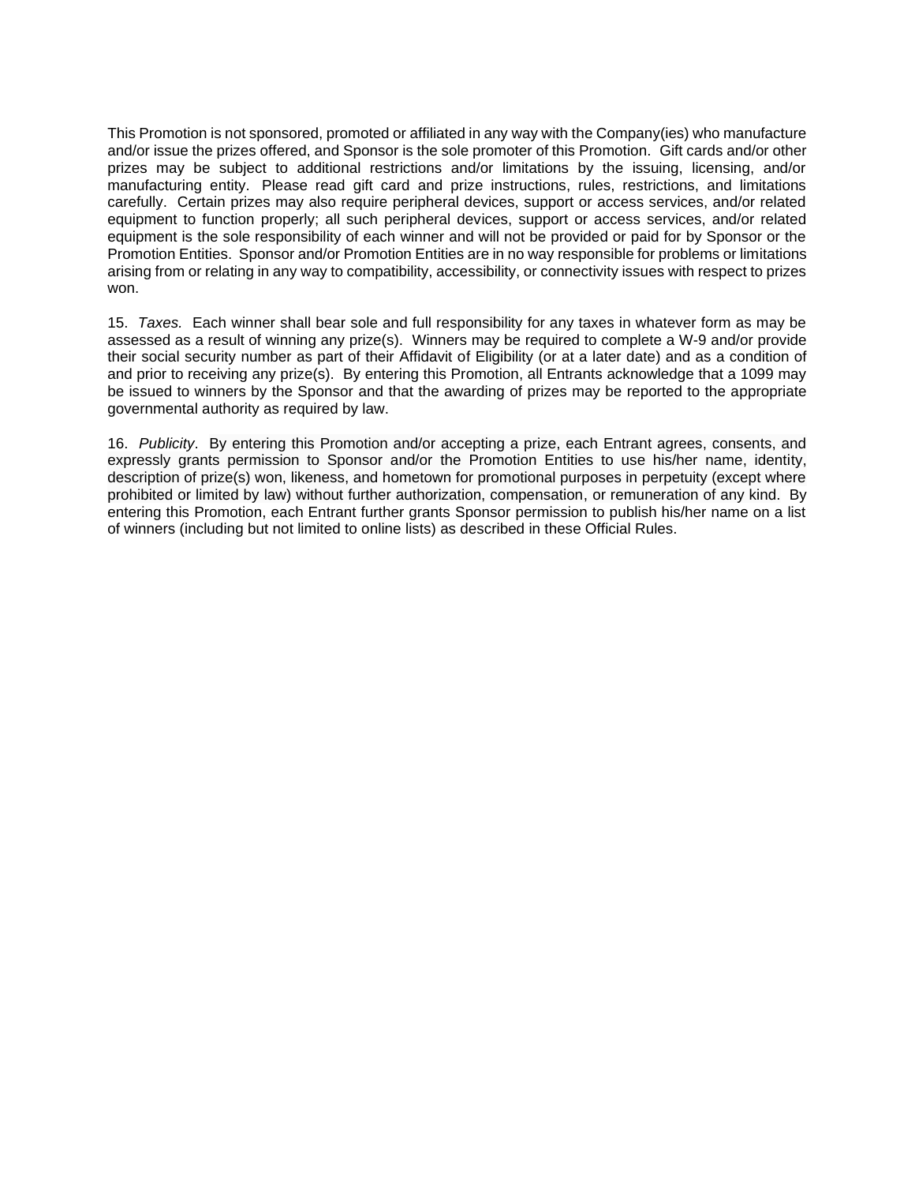This Promotion is not sponsored, promoted or affiliated in any way with the Company(ies) who manufacture and/or issue the prizes offered, and Sponsor is the sole promoter of this Promotion. Gift cards and/or other prizes may be subject to additional restrictions and/or limitations by the issuing, licensing, and/or manufacturing entity. Please read gift card and prize instructions, rules, restrictions, and limitations carefully. Certain prizes may also require peripheral devices, support or access services, and/or related equipment to function properly; all such peripheral devices, support or access services, and/or related equipment is the sole responsibility of each winner and will not be provided or paid for by Sponsor or the Promotion Entities. Sponsor and/or Promotion Entities are in no way responsible for problems or limitations arising from or relating in any way to compatibility, accessibility, or connectivity issues with respect to prizes won.

15. *Taxes.* Each winner shall bear sole and full responsibility for any taxes in whatever form as may be assessed as a result of winning any prize(s). Winners may be required to complete a W-9 and/or provide their social security number as part of their Affidavit of Eligibility (or at a later date) and as a condition of and prior to receiving any prize(s). By entering this Promotion, all Entrants acknowledge that a 1099 may be issued to winners by the Sponsor and that the awarding of prizes may be reported to the appropriate governmental authority as required by law.

16. *Publicity*. By entering this Promotion and/or accepting a prize, each Entrant agrees, consents, and expressly grants permission to Sponsor and/or the Promotion Entities to use his/her name, identity, description of prize(s) won, likeness, and hometown for promotional purposes in perpetuity (except where prohibited or limited by law) without further authorization, compensation, or remuneration of any kind. By entering this Promotion, each Entrant further grants Sponsor permission to publish his/her name on a list of winners (including but not limited to online lists) as described in these Official Rules.